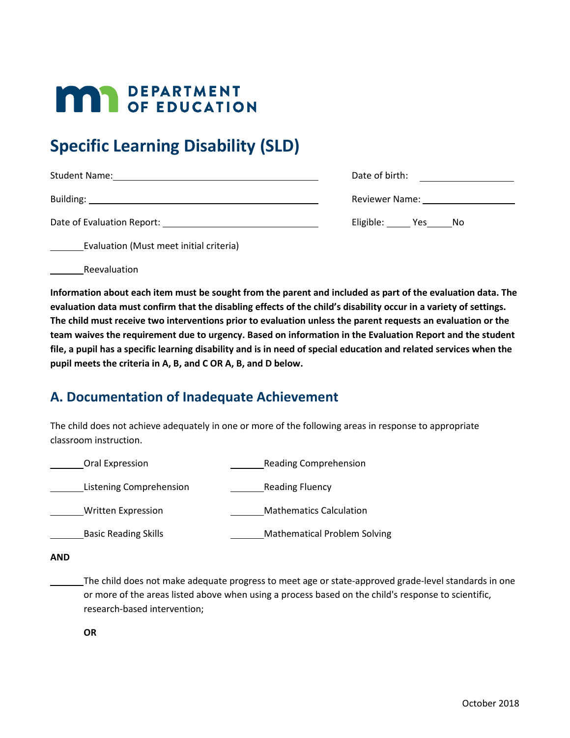MN DEPARTMENT OF EDUCATION

# Specific Learning Disability (SLD)

Student Name: ______________________________ Date of birth: ______________

Building: ______________________________ Reviewer Name: ______________

Date of Evaluation Report: ______________________ Eligible: _____ Yes _____ No

_______ Evaluation (Must meet initial criteria)

_______ Reevaluation

**Information about each item must be sought from the parent and included as part of the evaluation data. The evaluation data must confirm that the disabling effects of the child's disability occur in a variety of settings. The child must receive two interventions prior to evaluation unless the parent requests an evaluation or the team waives the requirement due to urgency. Based on information in the Evaluation Report and the student file, a pupil has a specific learning disability and is in need of special education and related services when the pupil meets the criteria in A, B, and C OR A, B, and D below.**

## A. Documentation of Inadequate Achievement

The child does not achieve adequately in one or more of the following areas in response to appropriate classroom instruction.

_______ Oral Expression

_______ Listening Comprehension

_______ Written Expression

_______ Basic Reading Skills

_______ Reading Comprehension

_______ Reading Fluency

_______ Mathematics Calculation

_______ Mathematical Problem Solving

**AND**

_______ The child does not make adequate progress to meet age or state-approved grade-level standards in one or more of the areas listed above when using a process based on the child's response to scientific, research-based intervention;

**OR**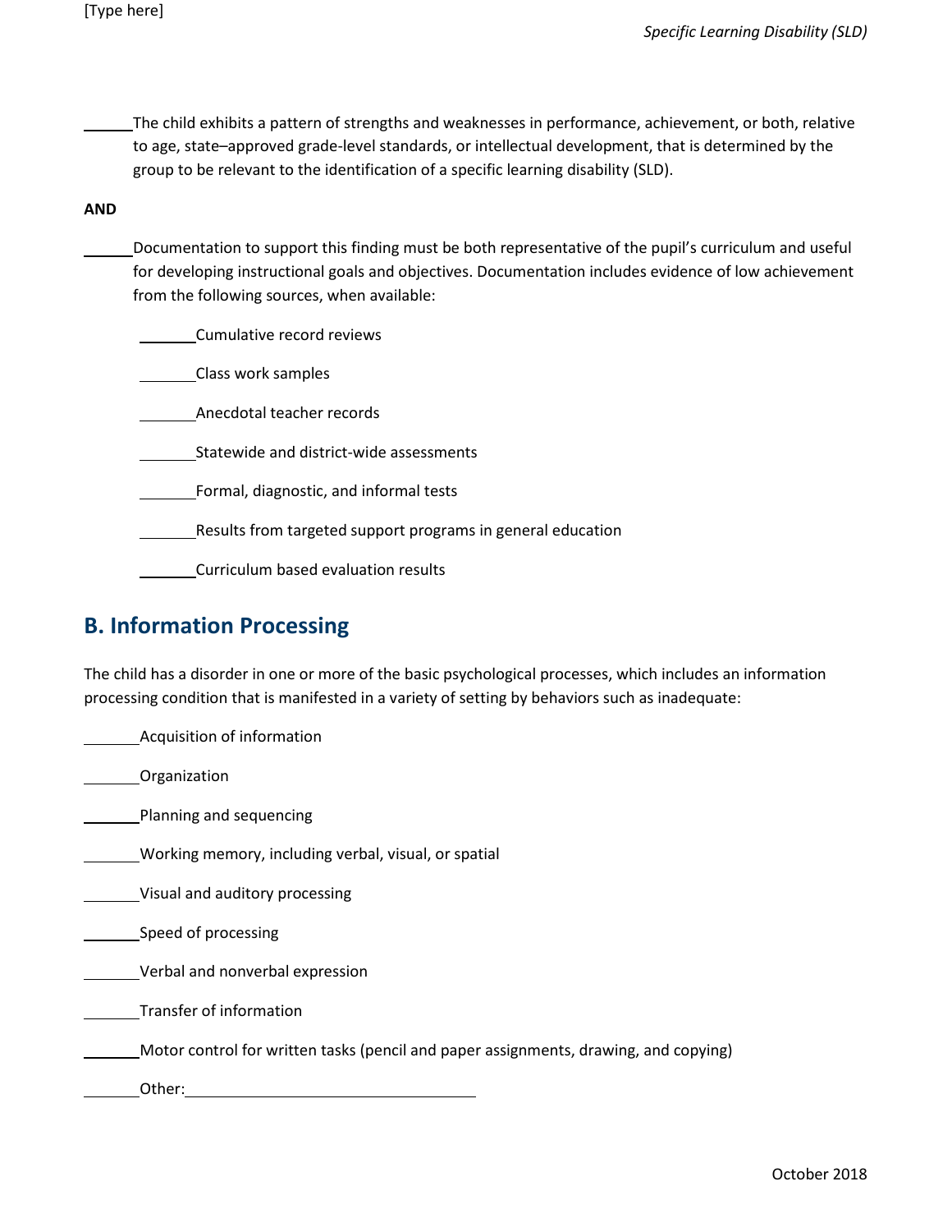______The child exhibits a pattern of strengths and weaknesses in performance, achievement, or both, relative to age, state–approved grade-level standards, or intellectual development, that is determined by the group to be relevant to the identification of a specific learning disability (SLD).

**AND**

______Documentation to support this finding must be both representative of the pupil's curriculum and useful for developing instructional goals and objectives. Documentation includes evidence of low achievement from the following sources, when available:

- ______Cumulative record reviews
- ______Class work samples
- ______Anecdotal teacher records
- ______Statewide and district-wide assessments
- ______Formal, diagnostic, and informal tests
- ______Results from targeted support programs in general education
- ______Curriculum based evaluation results

## B. Information Processing

The child has a disorder in one or more of the basic psychological processes, which includes an information processing condition that is manifested in a variety of setting by behaviors such as inadequate:

______Acquisition of information

______Organization

______Planning and sequencing

______Working memory, including verbal, visual, or spatial

______Visual and auditory processing

______Speed of processing

______Verbal and nonverbal expression

______Transfer of information

______Motor control for written tasks (pencil and paper assignments, drawing, and copying)

______Other:______________________________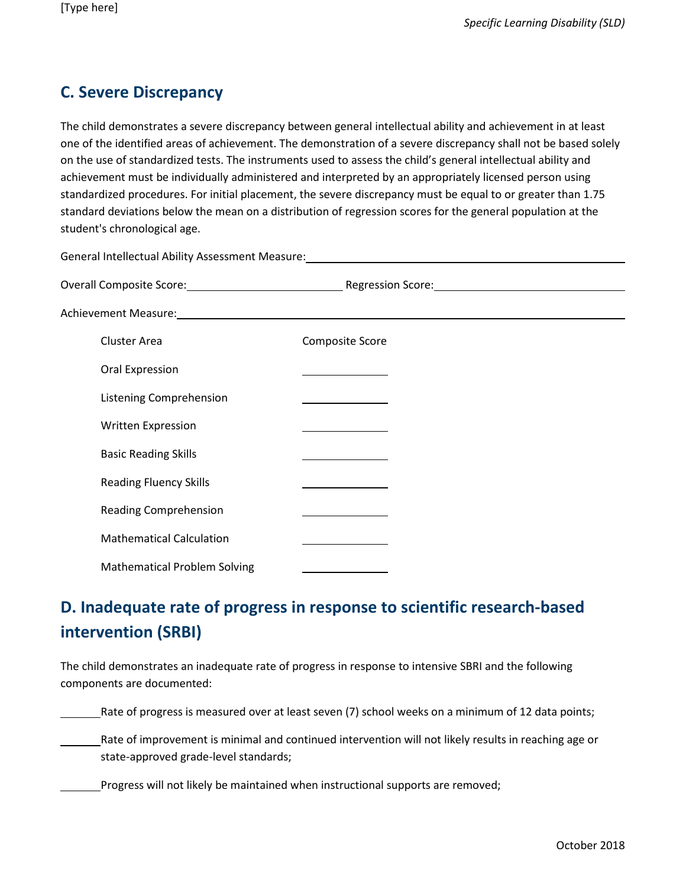## C. Severe Discrepancy

The child demonstrates a severe discrepancy between general intellectual ability and achievement in at least one of the identified areas of achievement. The demonstration of a severe discrepancy shall not be based solely on the use of standardized tests. The instruments used to assess the child's general intellectual ability and achievement must be individually administered and interpreted by an appropriately licensed person using standardized procedures. For initial placement, the severe discrepancy must be equal to or greater than 1.75 standard deviations below the mean on a distribution of regression scores for the general population at the student's chronological age.

General Intellectual Ability Assessment Measure: ____________________________________________

Overall Composite Score: ________________________ Regression Score: ______________________________

Achievement Measure: ________________________________________________________________

| Cluster Area | Composite Score |
|---|---|
| Oral Expression | ____________ |
| Listening Comprehension | ____________ |
| Written Expression | ____________ |
| Basic Reading Skills | ____________ |
| Reading Fluency Skills | ____________ |
| Reading Comprehension | ____________ |
| Mathematical Calculation | ____________ |
| Mathematical Problem Solving | ____________ |

## D. Inadequate rate of progress in response to scientific research-based intervention (SRBI)

The child demonstrates an inadequate rate of progress in response to intensive SBRI and the following components are documented:

______ Rate of progress is measured over at least seven (7) school weeks on a minimum of 12 data points;

______ Rate of improvement is minimal and continued intervention will not likely results in reaching age or state-approved grade-level standards;

______ Progress will not likely be maintained when instructional supports are removed;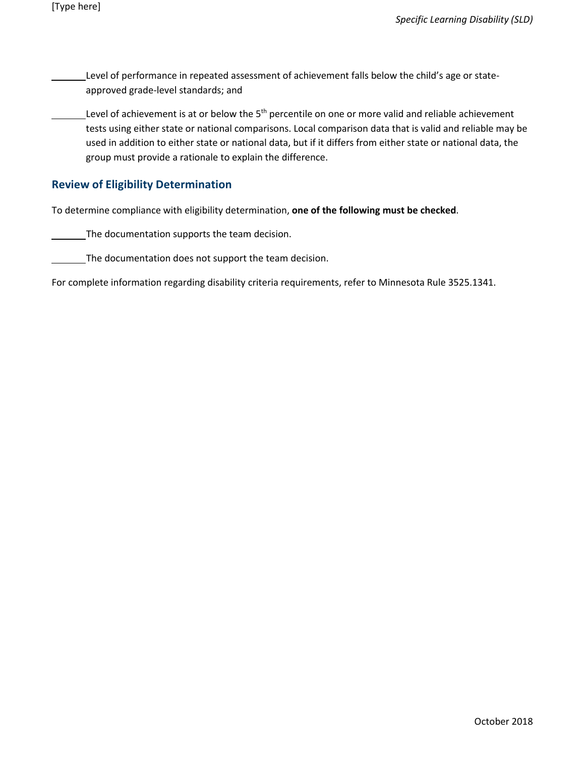_______ Level of performance in repeated assessment of achievement falls below the child's age or state-approved grade-level standards; and

_______ Level of achievement is at or below the 5th percentile on one or more valid and reliable achievement tests using either state or national comparisons. Local comparison data that is valid and reliable may be used in addition to either state or national data, but if it differs from either state or national data, the group must provide a rationale to explain the difference.

## Review of Eligibility Determination

To determine compliance with eligibility determination, **one of the following must be checked**.

_______ The documentation supports the team decision.

_______ The documentation does not support the team decision.

For complete information regarding disability criteria requirements, refer to Minnesota Rule 3525.1341.